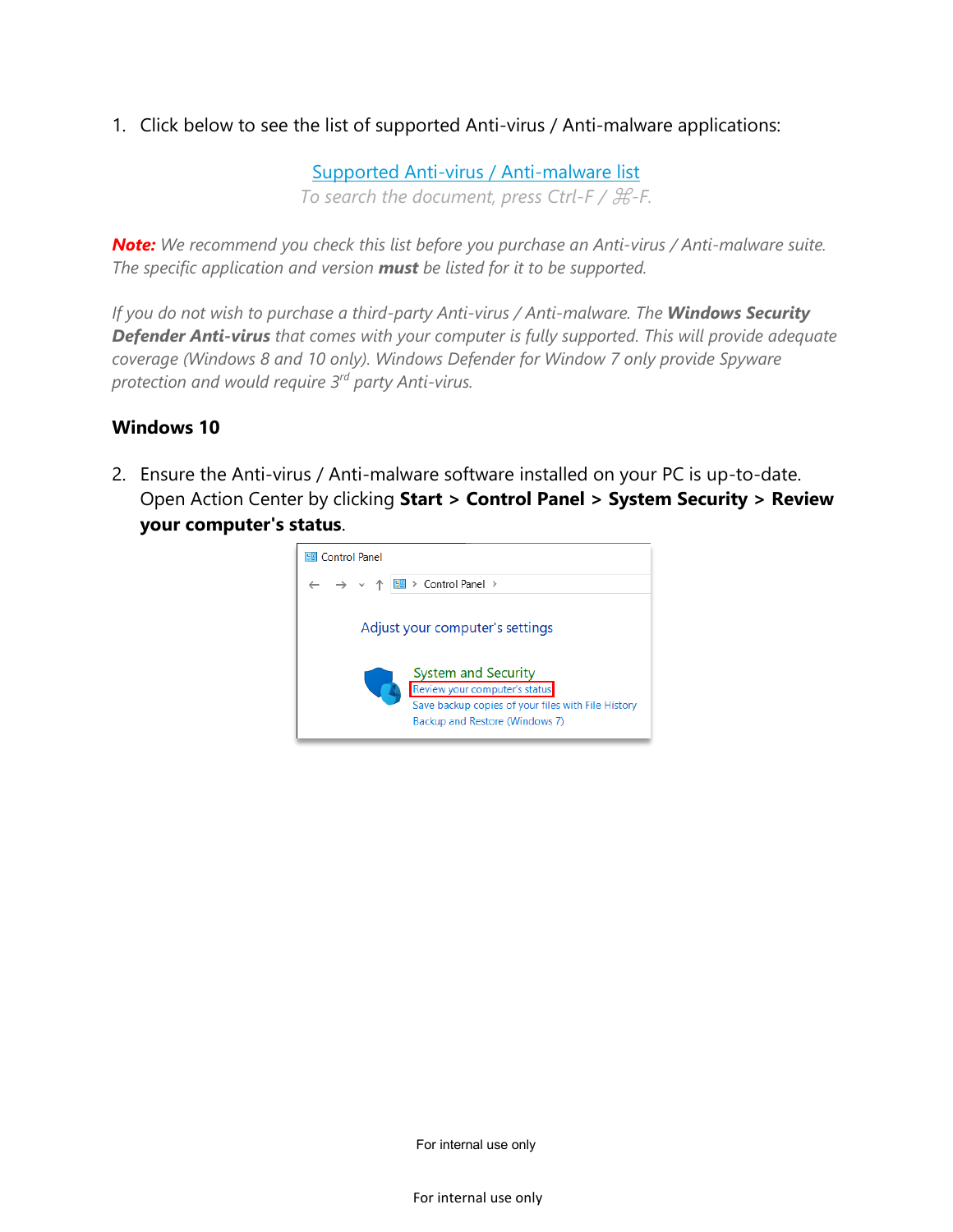1. Click below to see the list of supported Anti-virus / Anti-malware applications:

[Supported Anti-virus / Anti-malware list](#)

*To search the document, press Ctrl-F / ⌘-F.*

***Note:*** *We recommend you check this list before you purchase an Anti-virus / Anti-malware suite. The specific application and version **must** be listed for it to be supported.*

*If you do not wish to purchase a third-party Anti-virus / Anti-malware. The **Windows Security Defender Anti-virus** that comes with your computer is fully supported. This will provide adequate coverage (Windows 8 and 10 only). Windows Defender for Window 7 only provide Spyware protection and would require 3rd party Anti-virus.*

**Windows 10**

2. Ensure the Anti-virus / Anti-malware software installed on your PC is up-to-date. Open Action Center by clicking **Start** > **Control Panel** > **System Security** > **Review your computer's status**.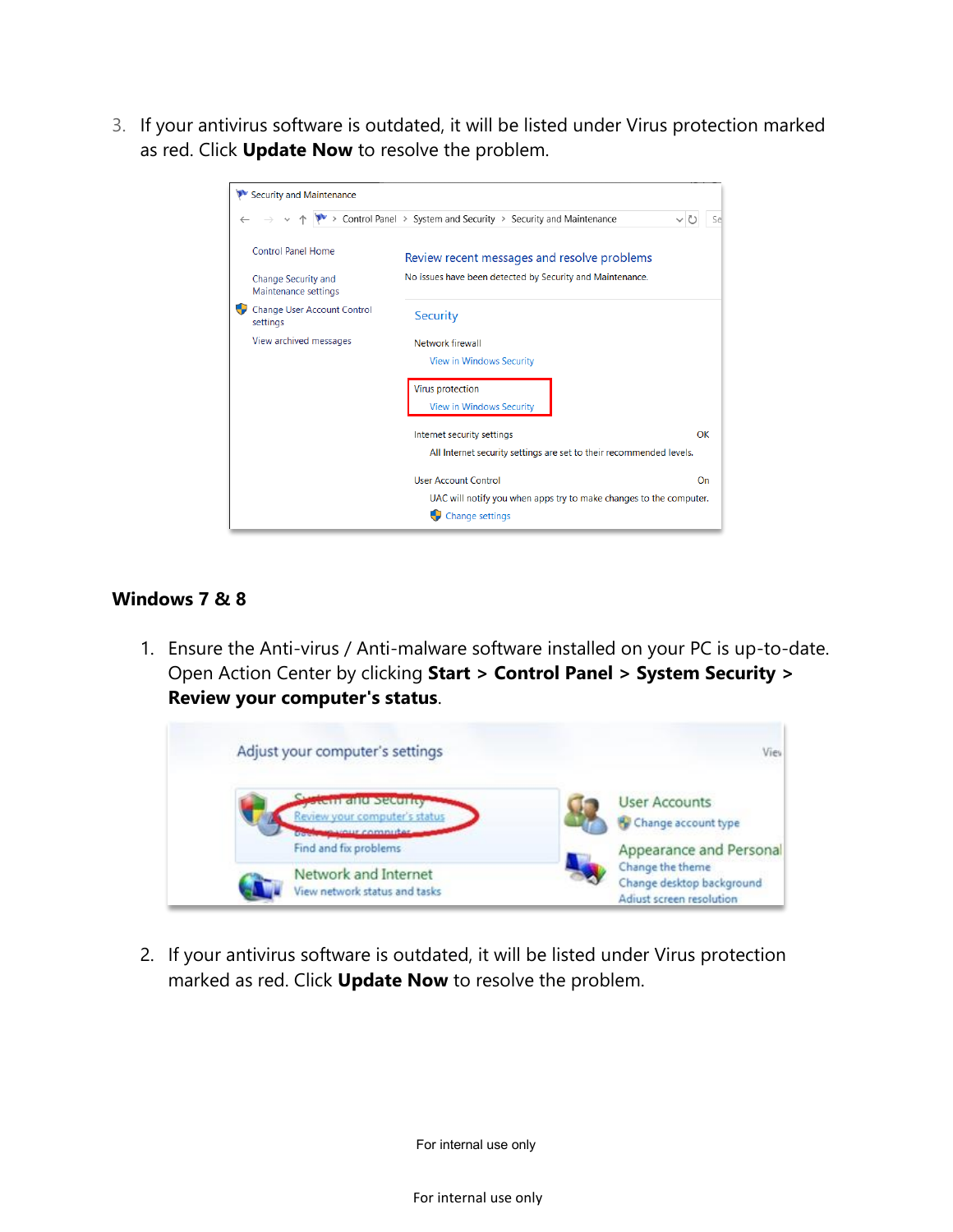3. If your antivirus software is outdated, it will be listed under Virus protection marked as red. Click **Update Now** to resolve the problem.

## Windows 7 & 8

1. Ensure the Anti-virus / Anti-malware software installed on your PC is up-to-date. Open Action Center by clicking **Start** > **Control Panel** > **System Security** > **Review your computer's status**.

2. If your antivirus software is outdated, it will be listed under Virus protection marked as red. Click **Update Now** to resolve the problem.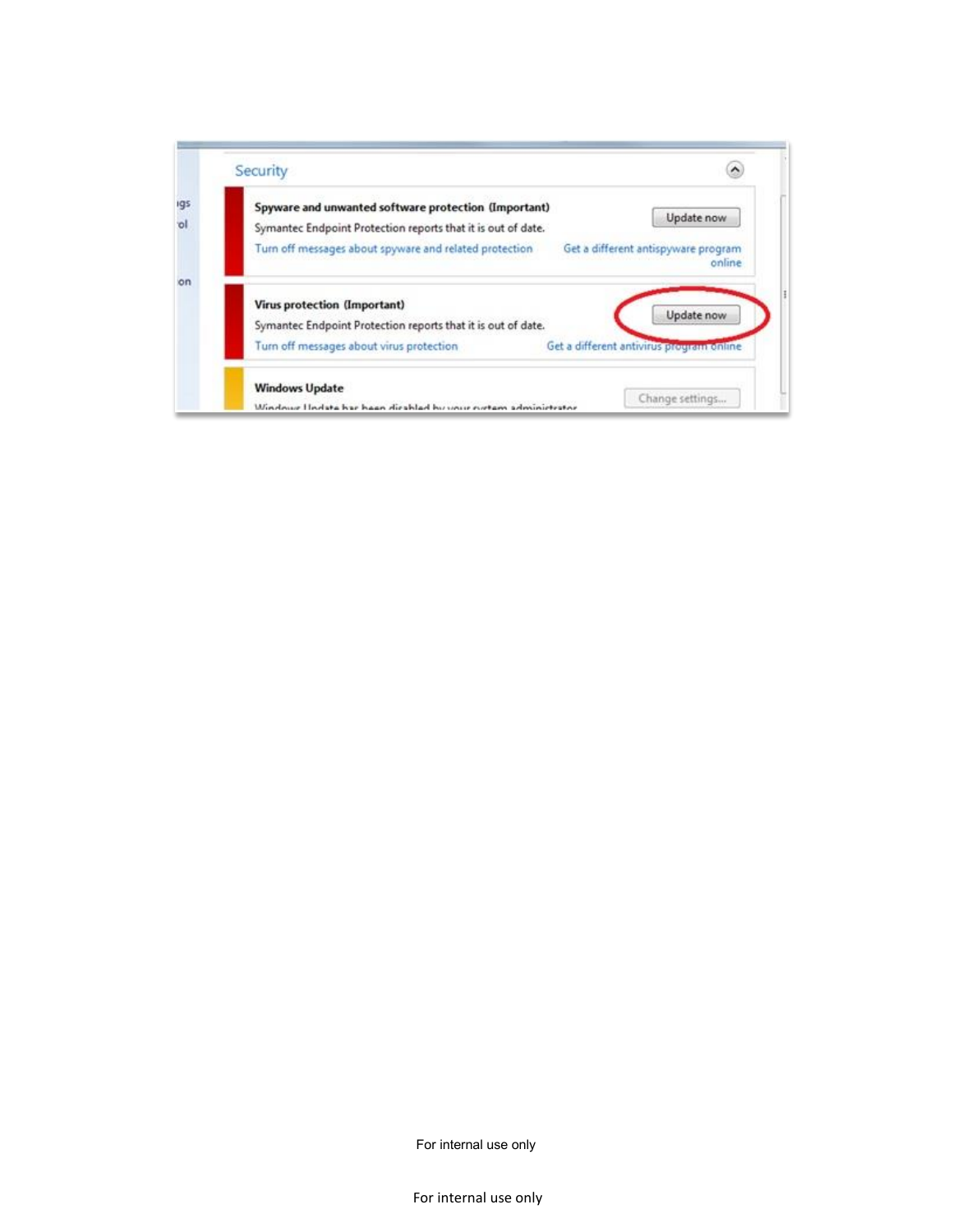Security

**Spyware and unwanted software protection (Important)**

Symantec Endpoint Protection reports that it is out of date.

Update now

Turn off messages about spyware and related protection

Get a different antispyware program online

**Virus protection (Important)**

Symantec Endpoint Protection reports that it is out of date.

Update now

Turn off messages about virus protection

Get a different antivirus program online

**Windows Update**

Windows Update has been disabled by your system administrator

Change settings...